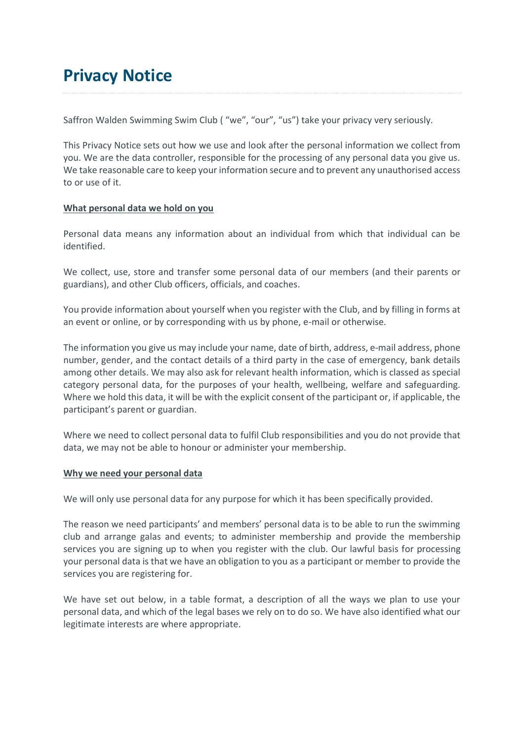# Privacy Notice

Saffron Walden Swimming Swim Club ( "we", "our", "us") take your privacy very seriously.

This Privacy Notice sets out how we use and look after the personal information we collect from you. We are the data controller, responsible for the processing of any personal data you give us. We take reasonable care to keep your information secure and to prevent any unauthorised access to or use of it.

**<u>What personal data we hold on you</u>**

Personal data means any information about an individual from which that individual can be identified.

We collect, use, store and transfer some personal data of our members (and their parents or guardians), and other Club officers, officials, and coaches.

You provide information about yourself when you register with the Club, and by filling in forms at an event or online, or by corresponding with us by phone, e-mail or otherwise.

The information you give us may include your name, date of birth, address, e-mail address, phone number, gender, and the contact details of a third party in the case of emergency, bank details among other details. We may also ask for relevant health information, which is classed as special category personal data, for the purposes of your health, wellbeing, welfare and safeguarding. Where we hold this data, it will be with the explicit consent of the participant or, if applicable, the participant's parent or guardian.

Where we need to collect personal data to fulfil Club responsibilities and you do not provide that data, we may not be able to honour or administer your membership.

**<u>Why we need your personal data</u>**

We will only use personal data for any purpose for which it has been specifically provided.

The reason we need participants' and members' personal data is to be able to run the swimming club and arrange galas and events; to administer membership and provide the membership services you are signing up to when you register with the club. Our lawful basis for processing your personal data is that we have an obligation to you as a participant or member to provide the services you are registering for.

We have set out below, in a table format, a description of all the ways we plan to use your personal data, and which of the legal bases we rely on to do so. We have also identified what our legitimate interests are where appropriate.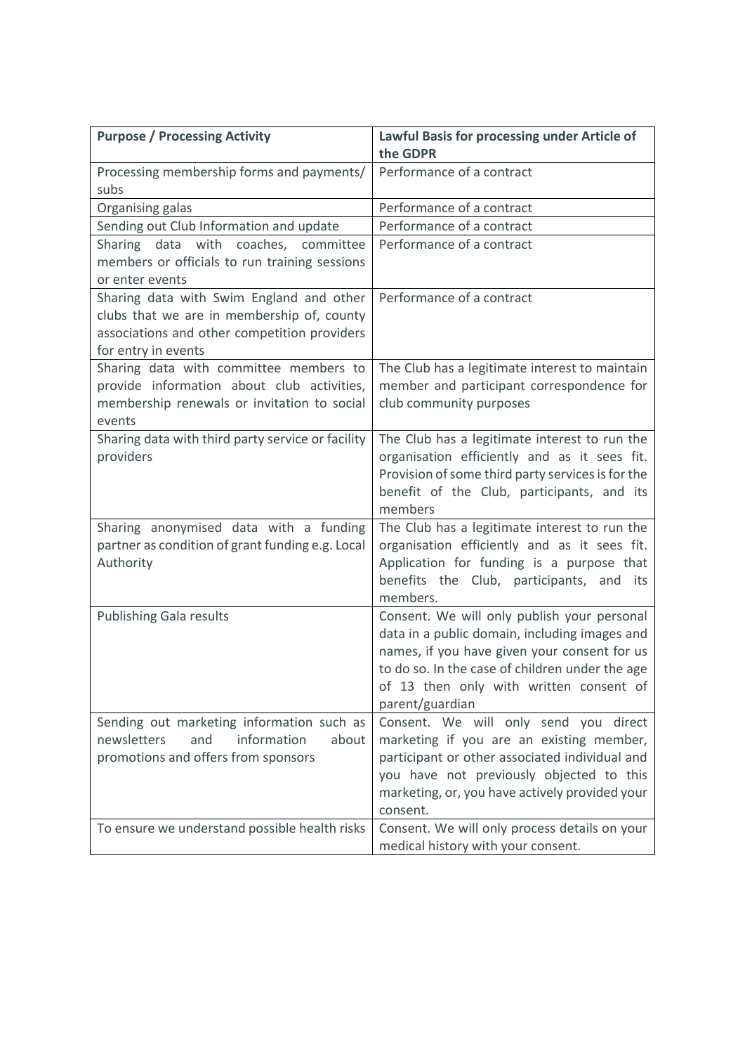| **Purpose / Processing Activity** | **Lawful Basis for processing under Article of the GDPR** |
| --- | --- |
| Processing membership forms and payments/ subs | Performance of a contract |
| Organising galas | Performance of a contract |
| Sending out Club Information and update | Performance of a contract |
| Sharing data with coaches, committee members or officials to run training sessions or enter events | Performance of a contract |
| Sharing data with Swim England and other clubs that we are in membership of, county associations and other competition providers for entry in events | Performance of a contract |
| Sharing data with committee members to provide information about club activities, membership renewals or invitation to social events | The Club has a legitimate interest to maintain member and participant correspondence for club community purposes |
| Sharing data with third party service or facility providers | The Club has a legitimate interest to run the organisation efficiently and as it sees fit. Provision of some third party services is for the benefit of the Club, participants, and its members |
| Sharing anonymised data with a funding partner as condition of grant funding e.g. Local Authority | The Club has a legitimate interest to run the organisation efficiently and as it sees fit. Application for funding is a purpose that benefits the Club, participants, and its members. |
| Publishing Gala results | Consent. We will only publish your personal data in a public domain, including images and names, if you have given your consent for us to do so. In the case of children under the age of 13 then only with written consent of parent/guardian |
| Sending out marketing information such as newsletters and information about promotions and offers from sponsors | Consent. We will only send you direct marketing if you are an existing member, participant or other associated individual and you have not previously objected to this marketing, or, you have actively provided your consent. |
| To ensure we understand possible health risks | Consent. We will only process details on your medical history with your consent. |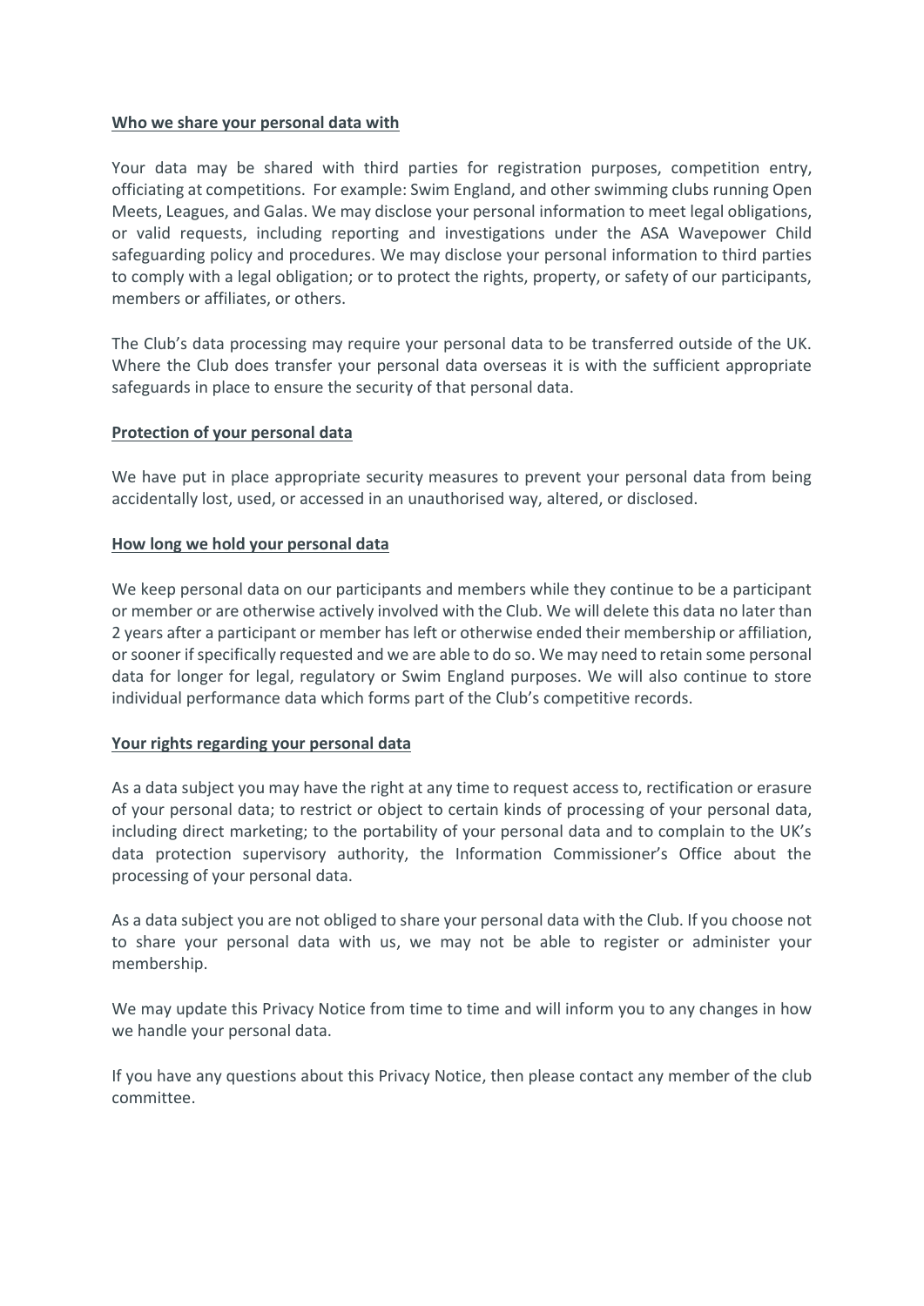## Who we share your personal data with

Your data may be shared with third parties for registration purposes, competition entry, officiating at competitions. For example: Swim England, and other swimming clubs running Open Meets, Leagues, and Galas. We may disclose your personal information to meet legal obligations, or valid requests, including reporting and investigations under the ASA Wavepower Child safeguarding policy and procedures. We may disclose your personal information to third parties to comply with a legal obligation; or to protect the rights, property, or safety of our participants, members or affiliates, or others.

The Club's data processing may require your personal data to be transferred outside of the UK. Where the Club does transfer your personal data overseas it is with the sufficient appropriate safeguards in place to ensure the security of that personal data.

## Protection of your personal data

We have put in place appropriate security measures to prevent your personal data from being accidentally lost, used, or accessed in an unauthorised way, altered, or disclosed.

## How long we hold your personal data

We keep personal data on our participants and members while they continue to be a participant or member or are otherwise actively involved with the Club. We will delete this data no later than 2 years after a participant or member has left or otherwise ended their membership or affiliation, or sooner if specifically requested and we are able to do so. We may need to retain some personal data for longer for legal, regulatory or Swim England purposes. We will also continue to store individual performance data which forms part of the Club's competitive records.

## Your rights regarding your personal data

As a data subject you may have the right at any time to request access to, rectification or erasure of your personal data; to restrict or object to certain kinds of processing of your personal data, including direct marketing; to the portability of your personal data and to complain to the UK's data protection supervisory authority, the Information Commissioner's Office about the processing of your personal data.

As a data subject you are not obliged to share your personal data with the Club. If you choose not to share your personal data with us, we may not be able to register or administer your membership.

We may update this Privacy Notice from time to time and will inform you to any changes in how we handle your personal data.

If you have any questions about this Privacy Notice, then please contact any member of the club committee.